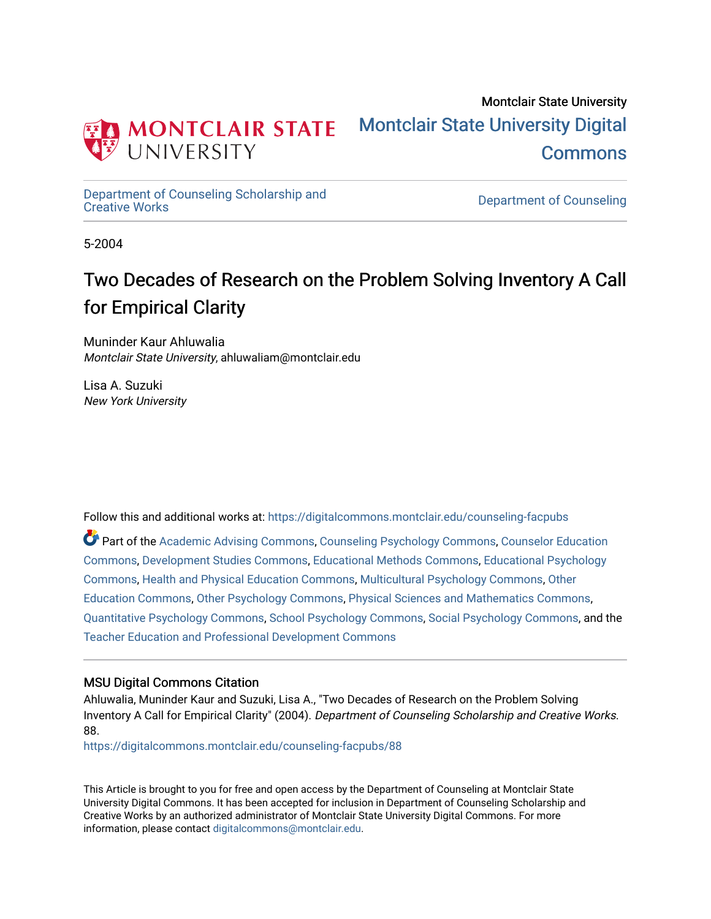Montclair State University

# Montclair State University Digital Commons

Department of Counseling Scholarship and Creative Works | Department of Counseling

5-2004

# Two Decades of Research on the Problem Solving Inventory A Call for Empirical Clarity

Muninder Kaur Ahluwalia
*Montclair State University*, ahluwaliam@montclair.edu

Lisa A. Suzuki
*New York University*

Follow this and additional works at: https://digitalcommons.montclair.edu/counseling-facpubs

Part of the Academic Advising Commons, Counseling Psychology Commons, Counselor Education Commons, Development Studies Commons, Educational Methods Commons, Educational Psychology Commons, Health and Physical Education Commons, Multicultural Psychology Commons, Other Education Commons, Other Psychology Commons, Physical Sciences and Mathematics Commons, Quantitative Psychology Commons, School Psychology Commons, Social Psychology Commons, and the Teacher Education and Professional Development Commons

## MSU Digital Commons Citation

Ahluwalia, Muninder Kaur and Suzuki, Lisa A., "Two Decades of Research on the Problem Solving Inventory A Call for Empirical Clarity" (2004). *Department of Counseling Scholarship and Creative Works*. 88.
https://digitalcommons.montclair.edu/counseling-facpubs/88

This Article is brought to you for free and open access by the Department of Counseling at Montclair State University Digital Commons. It has been accepted for inclusion in Department of Counseling Scholarship and Creative Works by an authorized administrator of Montclair State University Digital Commons. For more information, please contact digitalcommons@montclair.edu.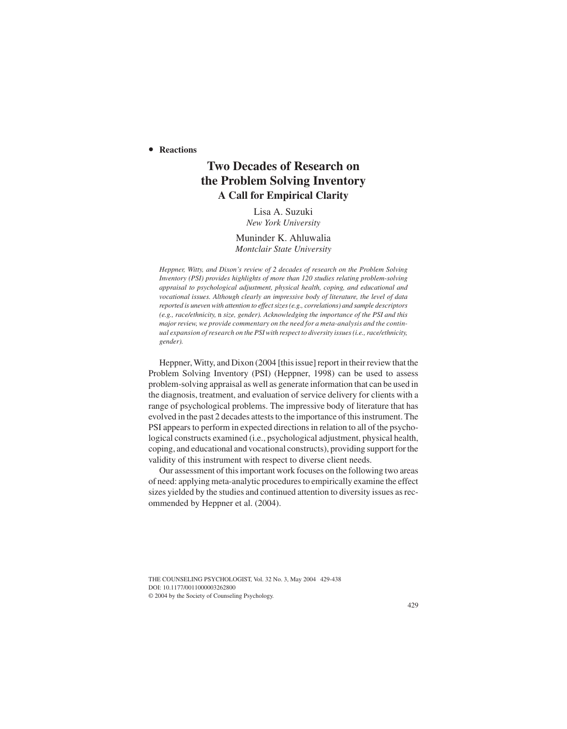• **Reactions**

# Two Decades of Research on the Problem Solving Inventory

## A Call for Empirical Clarity

Lisa A. Suzuki
*New York University*

Muninder K. Ahluwalia
*Montclair State University*

*Heppner, Witty, and Dixon's review of 2 decades of research on the Problem Solving Inventory (PSI) provides highlights of more than 120 studies relating problem-solving appraisal to psychological adjustment, physical health, coping, and educational and vocational issues. Although clearly an impressive body of literature, the level of data reported is uneven with attention to effect sizes (e.g., correlations) and sample descriptors (e.g., race/ethnicity,* n *size, gender). Acknowledging the importance of the PSI and this major review, we provide commentary on the need for a meta-analysis and the continual expansion of research on the PSI with respect to diversity issues (i.e., race/ethnicity, gender).*

Heppner, Witty, and Dixon (2004 [this issue] report in their review that the Problem Solving Inventory (PSI) (Heppner, 1998) can be used to assess problem-solving appraisal as well as generate information that can be used in the diagnosis, treatment, and evaluation of service delivery for clients with a range of psychological problems. The impressive body of literature that has evolved in the past 2 decades attests to the importance of this instrument. The PSI appears to perform in expected directions in relation to all of the psychological constructs examined (i.e., psychological adjustment, physical health, coping, and educational and vocational constructs), providing support for the validity of this instrument with respect to diverse client needs.

Our assessment of this important work focuses on the following two areas of need: applying meta-analytic procedures to empirically examine the effect sizes yielded by the studies and continued attention to diversity issues as recommended by Heppner et al. (2004).

THE COUNSELING PSYCHOLOGIST, Vol. 32 No. 3, May 2004 429-438
DOI: 10.1177/0011000003262800
© 2004 by the Society of Counseling Psychology.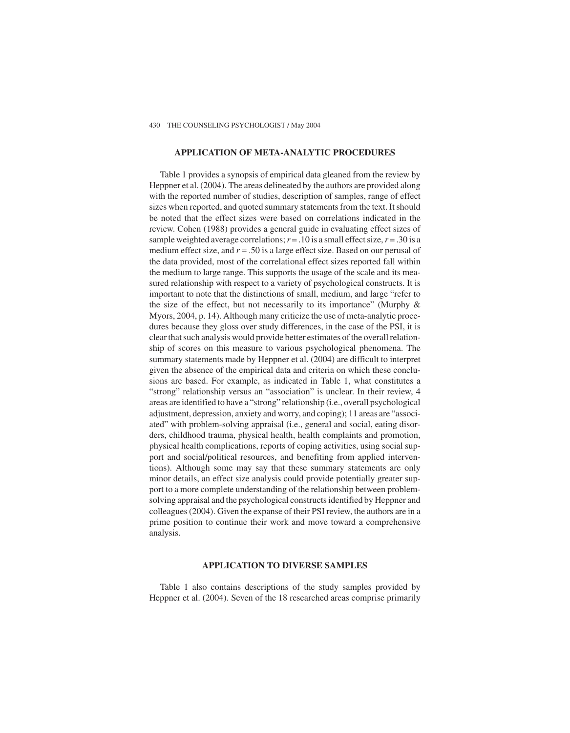## APPLICATION OF META-ANALYTIC PROCEDURES

Table 1 provides a synopsis of empirical data gleaned from the review by Heppner et al. (2004). The areas delineated by the authors are provided along with the reported number of studies, description of samples, range of effect sizes when reported, and quoted summary statements from the text. It should be noted that the effect sizes were based on correlations indicated in the review. Cohen (1988) provides a general guide in evaluating effect sizes of sample weighted average correlations; $r = .10$ is a small effect size, $r = .30$ is a medium effect size, and $r = .50$ is a large effect size. Based on our perusal of the data provided, most of the correlational effect sizes reported fall within the medium to large range. This supports the usage of the scale and its measured relationship with respect to a variety of psychological constructs. It is important to note that the distinctions of small, medium, and large "refer to the size of the effect, but not necessarily to its importance" (Murphy & Myors, 2004, p. 14). Although many criticize the use of meta-analytic procedures because they gloss over study differences, in the case of the PSI, it is clear that such analysis would provide better estimates of the overall relationship of scores on this measure to various psychological phenomena. The summary statements made by Heppner et al. (2004) are difficult to interpret given the absence of the empirical data and criteria on which these conclusions are based. For example, as indicated in Table 1, what constitutes a "strong" relationship versus an "association" is unclear. In their review, 4 areas are identified to have a "strong" relationship (i.e., overall psychological adjustment, depression, anxiety and worry, and coping); 11 areas are "associated" with problem-solving appraisal (i.e., general and social, eating disorders, childhood trauma, physical health, health complaints and promotion, physical health complications, reports of coping activities, using social support and social/political resources, and benefiting from applied interventions). Although some may say that these summary statements are only minor details, an effect size analysis could provide potentially greater support to a more complete understanding of the relationship between problem-solving appraisal and the psychological constructs identified by Heppner and colleagues (2004). Given the expanse of their PSI review, the authors are in a prime position to continue their work and move toward a comprehensive analysis.

## APPLICATION TO DIVERSE SAMPLES

Table 1 also contains descriptions of the study samples provided by Heppner et al. (2004). Seven of the 18 researched areas comprise primarily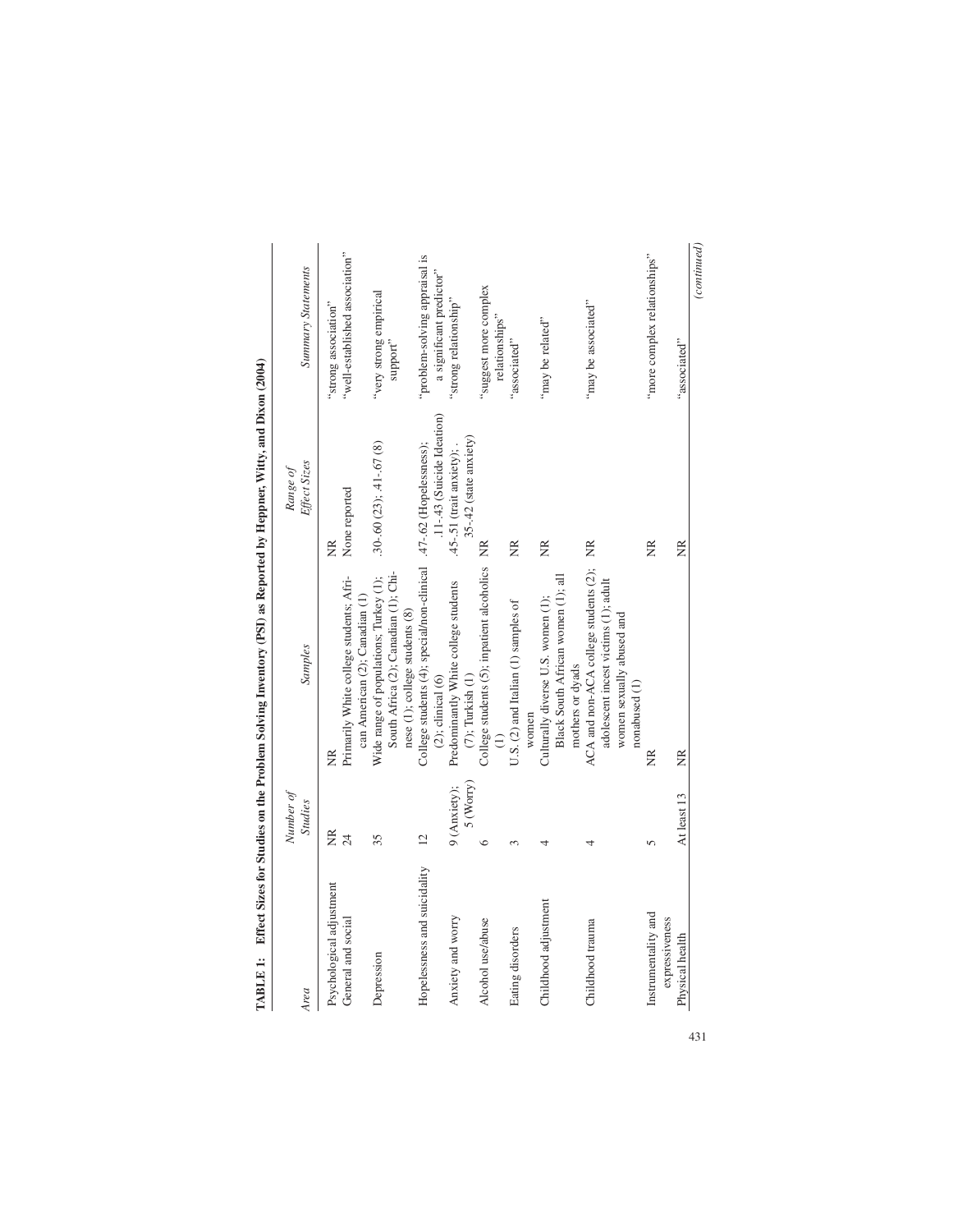**TABLE 1: Effect Sizes for Studies on the Problem Solving Inventory (PSI) as Reported by Heppner, Witty, and Dixon (2004)**

| *Area* | *Number of Studies* | *Samples* | *Range of Effect Sizes* | *Summary Statements* |
|---|---|---|---|---|
| Psychological adjustment | NR | NR | NR | "strong association" |
| General and social | 24 | Primarily White college students; African American (2); Canadian (1) | None reported | "well-established association" |
| Depression | 35 | Wide range of populations; Turkey (1); South Africa (2); Canadian (1); Chinese (1); college students (8) | .30-.60 (23); .41-.67 (8) | "very strong empirical support" |
| Hopelessness and suicidality | 12 | College students (4); special/non-clinical (2); clinical (6) | .47-.62 (Hopelessness); .11-.43 (Suicide Ideation) | "problem-solving appraisal is a significant predictor" |
| Anxiety and worry | 9 (Anxiety); 5 (Worry) | Predominantly White college students (7); Turkish (1) | .45-.51 (trait anxiety); .35-.42 (state anxiety) | "strong relationship" |
| Alcohol use/abuse | 6 | College students (5); inpatient alcoholics (1) | NR | "suggest more complex relationships" |
| Eating disorders | 3 | U.S. (2) and Italian (1) samples of women | NR | "associated" |
| Childhood adjustment | 4 | Culturally diverse U.S. women (1); Black South African women (1); all mothers or dyads | NR | "may be related" |
| Childhood trauma | 4 | ACA and non-ACA college students (2); adolescent incest victims (1); adult women sexually abused and nonabused (1) | NR | "may be associated" |
| Instrumentality and expressiveness | 5 | NR | NR | "more complex relationships" |
| Physical health | At least 13 | NR | NR | "associated" |

*(continued)*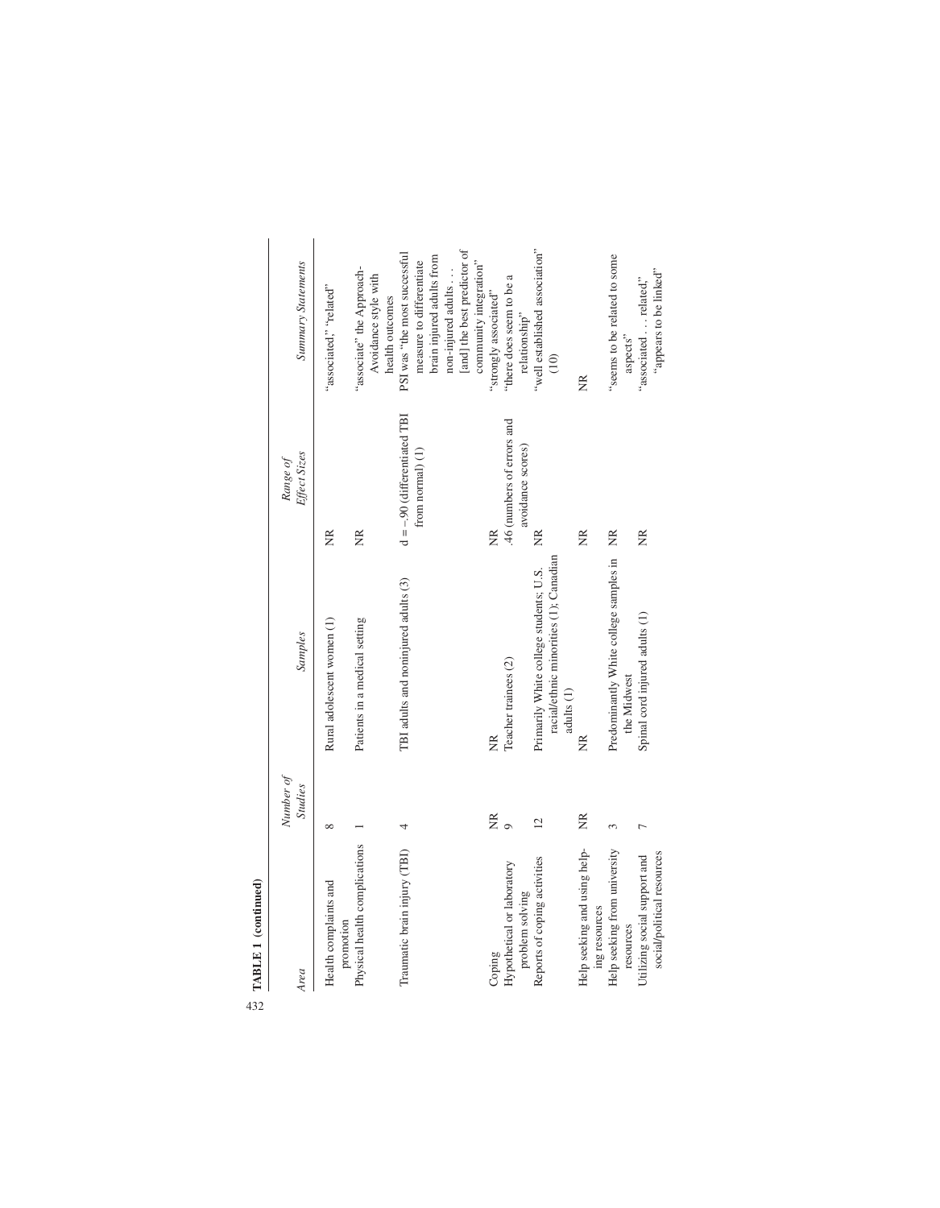**TABLE 1 (continued)**

| *Area* | *Number of Studies* | *Samples* | *Range of Effect Sizes* | *Summary Statements* |
|---|---|---|---|---|
| Health complaints and promotion | 8 | Rural adolescent women (1) | NR | "associated," "related" |
| Physical health complications | 1 | Patients in a medical setting | NR | "associate" the Approach-Avoidance style with health outcomes |
| Traumatic brain injury (TBI) | 4 | TBI adults and noninjured adults (3) | d = −.90 (differentiated TBI from normal) (1) | PSI was "the most successful measure to differentiate brain injured adults from non-injured adults . . . [and] the best predictor of community integration" |
| Coping | NR | NR | NR | "strongly associated" |
| Hypothetical or laboratory problem solving | 9 | Teacher trainees (2) | .46 (numbers of errors and avoidance scores) | "there does seem to be a relationship" |
| Reports of coping activities | 12 | Primarily White college students; U.S. racial/ethnic minorities (1); Canadian adults (1) | NR | "well established association" (10) |
| Help seeking and using helping resources | NR | NR | NR | NR |
| Help seeking from university resources | 3 | Predominantly White college samples in the Midwest | NR | "seems to be related to some aspects" |
| Utilizing social support and social/political resources | 7 | Spinal cord injured adults (1) | NR | "associated . . . related," "appears to be linked" |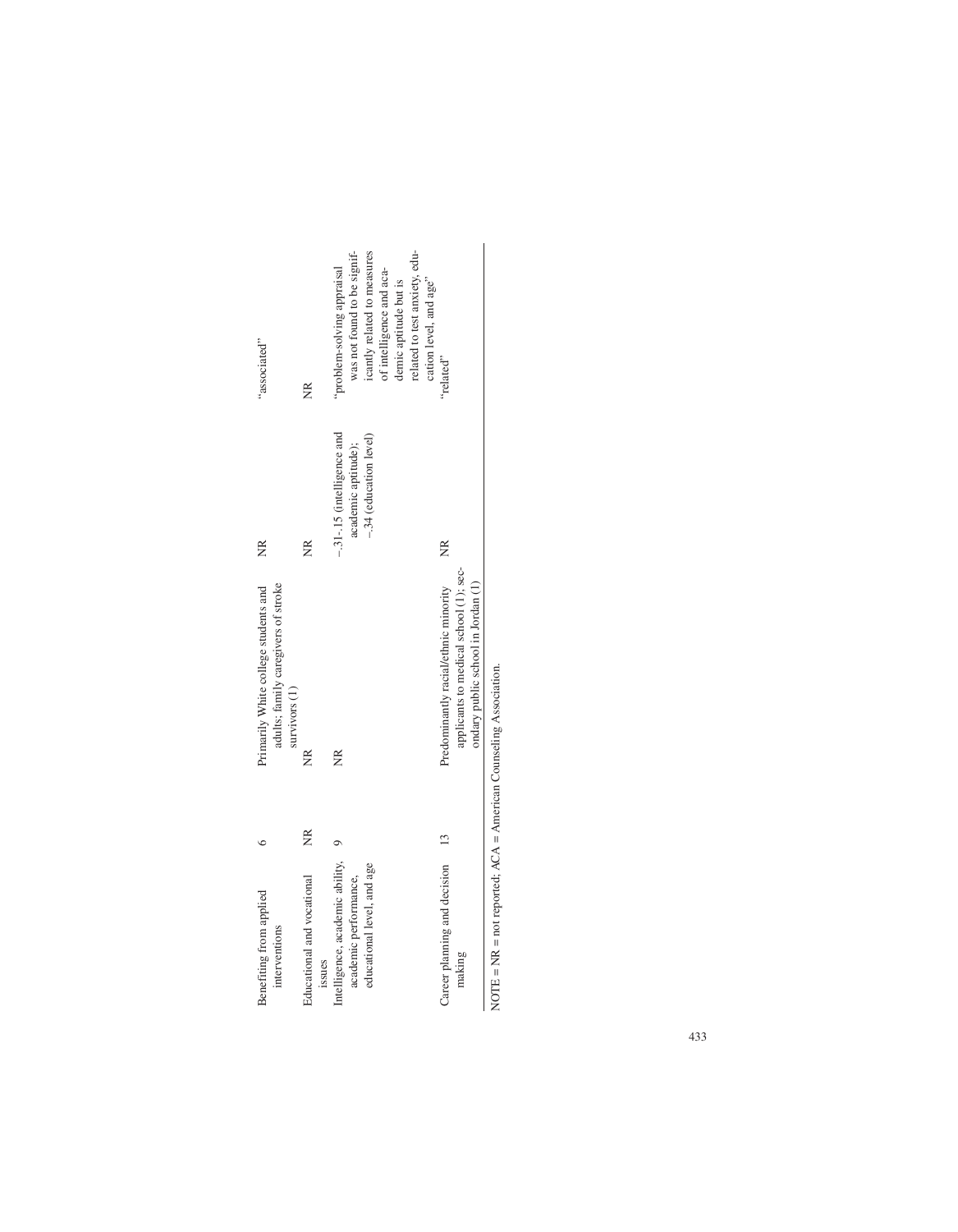| | | | | |
|---|---|---|---|---|
| Benefiting from applied interventions | 6 | Primarily White college students and adults; family caregivers of stroke survivors (1) | NR | "associated" |
| Educational and vocational issues | NR | NR | NR | NR |
| Intelligence, academic ability, academic performance, educational level, and age | 9 | NR | –.31-.15 (intelligence and academic aptitude); –.34 (education level) | "problem-solving appraisal was not found to be significantly related to measures of intelligence and academic aptitude but is related to test anxiety, education level, and age" |
| Career planning and decision making | 13 | Predominantly racial/ethnic minority applicants to medical school (1); secondary public school in Jordan (1) | NR | "related" |

NOTE = NR = not reported; ACA = American Counseling Association.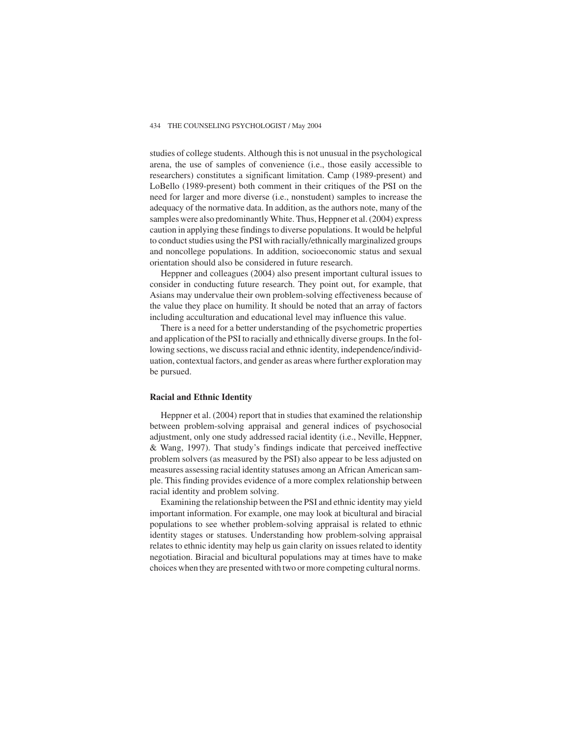studies of college students. Although this is not unusual in the psychological arena, the use of samples of convenience (i.e., those easily accessible to researchers) constitutes a significant limitation. Camp (1989-present) and LoBello (1989-present) both comment in their critiques of the PSI on the need for larger and more diverse (i.e., nonstudent) samples to increase the adequacy of the normative data. In addition, as the authors note, many of the samples were also predominantly White. Thus, Heppner et al. (2004) express caution in applying these findings to diverse populations. It would be helpful to conduct studies using the PSI with racially/ethnically marginalized groups and noncollege populations. In addition, socioeconomic status and sexual orientation should also be considered in future research.

Heppner and colleagues (2004) also present important cultural issues to consider in conducting future research. They point out, for example, that Asians may undervalue their own problem-solving effectiveness because of the value they place on humility. It should be noted that an array of factors including acculturation and educational level may influence this value.

There is a need for a better understanding of the psychometric properties and application of the PSI to racially and ethnically diverse groups. In the following sections, we discuss racial and ethnic identity, independence/individuation, contextual factors, and gender as areas where further exploration may be pursued.

### Racial and Ethnic Identity

Heppner et al. (2004) report that in studies that examined the relationship between problem-solving appraisal and general indices of psychosocial adjustment, only one study addressed racial identity (i.e., Neville, Heppner, & Wang, 1997). That study's findings indicate that perceived ineffective problem solvers (as measured by the PSI) also appear to be less adjusted on measures assessing racial identity statuses among an African American sample. This finding provides evidence of a more complex relationship between racial identity and problem solving.

Examining the relationship between the PSI and ethnic identity may yield important information. For example, one may look at bicultural and biracial populations to see whether problem-solving appraisal is related to ethnic identity stages or statuses. Understanding how problem-solving appraisal relates to ethnic identity may help us gain clarity on issues related to identity negotiation. Biracial and bicultural populations may at times have to make choices when they are presented with two or more competing cultural norms.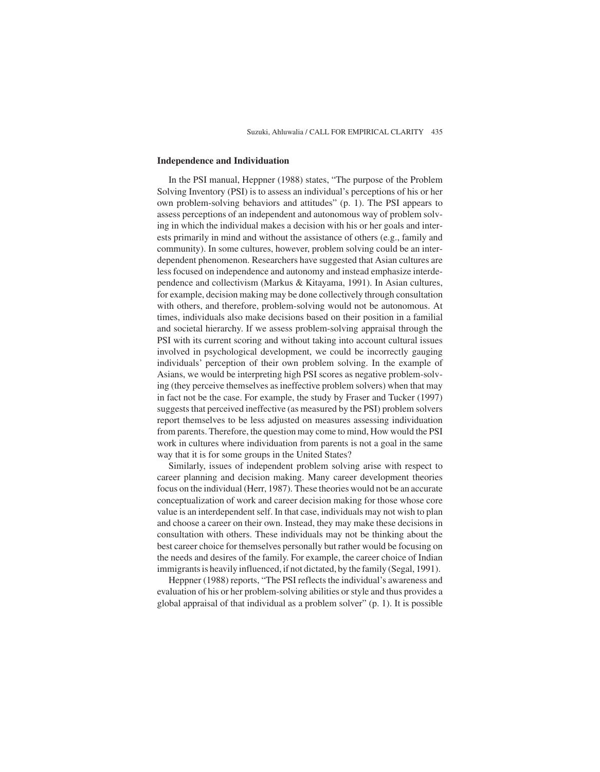## Independence and Individuation

In the PSI manual, Heppner (1988) states, "The purpose of the Problem Solving Inventory (PSI) is to assess an individual's perceptions of his or her own problem-solving behaviors and attitudes" (p. 1). The PSI appears to assess perceptions of an independent and autonomous way of problem solving in which the individual makes a decision with his or her goals and interests primarily in mind and without the assistance of others (e.g., family and community). In some cultures, however, problem solving could be an interdependent phenomenon. Researchers have suggested that Asian cultures are less focused on independence and autonomy and instead emphasize interdependence and collectivism (Markus & Kitayama, 1991). In Asian cultures, for example, decision making may be done collectively through consultation with others, and therefore, problem-solving would not be autonomous. At times, individuals also make decisions based on their position in a familial and societal hierarchy. If we assess problem-solving appraisal through the PSI with its current scoring and without taking into account cultural issues involved in psychological development, we could be incorrectly gauging individuals' perception of their own problem solving. In the example of Asians, we would be interpreting high PSI scores as negative problem-solving (they perceive themselves as ineffective problem solvers) when that may in fact not be the case. For example, the study by Fraser and Tucker (1997) suggests that perceived ineffective (as measured by the PSI) problem solvers report themselves to be less adjusted on measures assessing individuation from parents. Therefore, the question may come to mind, How would the PSI work in cultures where individuation from parents is not a goal in the same way that it is for some groups in the United States?

Similarly, issues of independent problem solving arise with respect to career planning and decision making. Many career development theories focus on the individual (Herr, 1987). These theories would not be an accurate conceptualization of work and career decision making for those whose core value is an interdependent self. In that case, individuals may not wish to plan and choose a career on their own. Instead, they may make these decisions in consultation with others. These individuals may not be thinking about the best career choice for themselves personally but rather would be focusing on the needs and desires of the family. For example, the career choice of Indian immigrants is heavily influenced, if not dictated, by the family (Segal, 1991).

Heppner (1988) reports, "The PSI reflects the individual's awareness and evaluation of his or her problem-solving abilities or style and thus provides a global appraisal of that individual as a problem solver" (p. 1). It is possible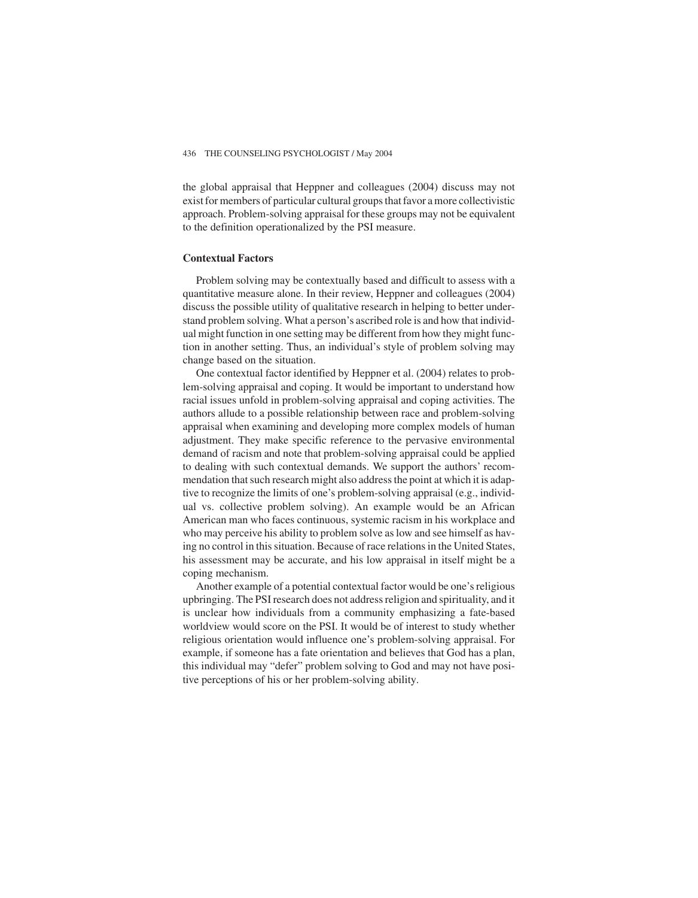the global appraisal that Heppner and colleagues (2004) discuss may not exist for members of particular cultural groups that favor a more collectivistic approach. Problem-solving appraisal for these groups may not be equivalent to the definition operationalized by the PSI measure.

### Contextual Factors

Problem solving may be contextually based and difficult to assess with a quantitative measure alone. In their review, Heppner and colleagues (2004) discuss the possible utility of qualitative research in helping to better understand problem solving. What a person's ascribed role is and how that individual might function in one setting may be different from how they might function in another setting. Thus, an individual's style of problem solving may change based on the situation.

One contextual factor identified by Heppner et al. (2004) relates to problem-solving appraisal and coping. It would be important to understand how racial issues unfold in problem-solving appraisal and coping activities. The authors allude to a possible relationship between race and problem-solving appraisal when examining and developing more complex models of human adjustment. They make specific reference to the pervasive environmental demand of racism and note that problem-solving appraisal could be applied to dealing with such contextual demands. We support the authors' recommendation that such research might also address the point at which it is adaptive to recognize the limits of one's problem-solving appraisal (e.g., individual vs. collective problem solving). An example would be an African American man who faces continuous, systemic racism in his workplace and who may perceive his ability to problem solve as low and see himself as having no control in this situation. Because of race relations in the United States, his assessment may be accurate, and his low appraisal in itself might be a coping mechanism.

Another example of a potential contextual factor would be one's religious upbringing. The PSI research does not address religion and spirituality, and it is unclear how individuals from a community emphasizing a fate-based worldview would score on the PSI. It would be of interest to study whether religious orientation would influence one's problem-solving appraisal. For example, if someone has a fate orientation and believes that God has a plan, this individual may "defer" problem solving to God and may not have positive perceptions of his or her problem-solving ability.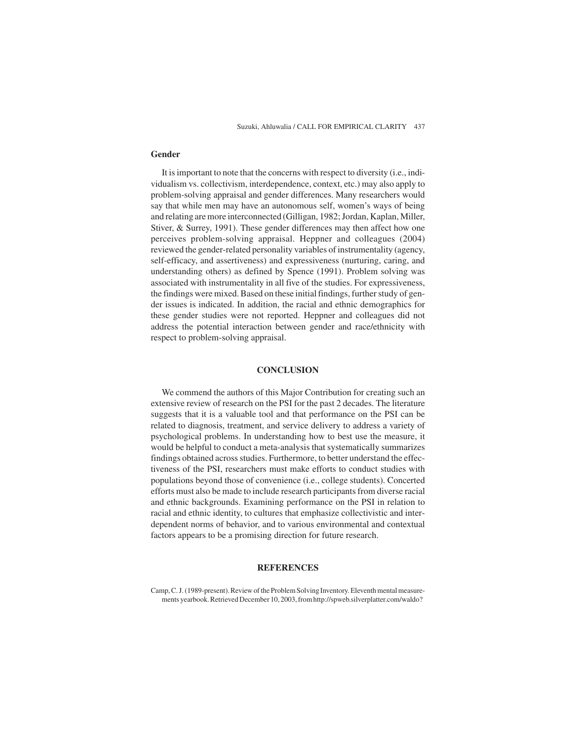### Gender

It is important to note that the concerns with respect to diversity (i.e., individualism vs. collectivism, interdependence, context, etc.) may also apply to problem-solving appraisal and gender differences. Many researchers would say that while men may have an autonomous self, women's ways of being and relating are more interconnected (Gilligan, 1982; Jordan, Kaplan, Miller, Stiver, & Surrey, 1991). These gender differences may then affect how one perceives problem-solving appraisal. Heppner and colleagues (2004) reviewed the gender-related personality variables of instrumentality (agency, self-efficacy, and assertiveness) and expressiveness (nurturing, caring, and understanding others) as defined by Spence (1991). Problem solving was associated with instrumentality in all five of the studies. For expressiveness, the findings were mixed. Based on these initial findings, further study of gender issues is indicated. In addition, the racial and ethnic demographics for these gender studies were not reported. Heppner and colleagues did not address the potential interaction between gender and race/ethnicity with respect to problem-solving appraisal.

## CONCLUSION

We commend the authors of this Major Contribution for creating such an extensive review of research on the PSI for the past 2 decades. The literature suggests that it is a valuable tool and that performance on the PSI can be related to diagnosis, treatment, and service delivery to address a variety of psychological problems. In understanding how to best use the measure, it would be helpful to conduct a meta-analysis that systematically summarizes findings obtained across studies. Furthermore, to better understand the effectiveness of the PSI, researchers must make efforts to conduct studies with populations beyond those of convenience (i.e., college students). Concerted efforts must also be made to include research participants from diverse racial and ethnic backgrounds. Examining performance on the PSI in relation to racial and ethnic identity, to cultures that emphasize collectivistic and interdependent norms of behavior, and to various environmental and contextual factors appears to be a promising direction for future research.

## REFERENCES

Camp, C. J. (1989-present). Review of the Problem Solving Inventory. Eleventh mental measurements yearbook. Retrieved December 10, 2003, from http://spweb.silverplatter.com/waldo?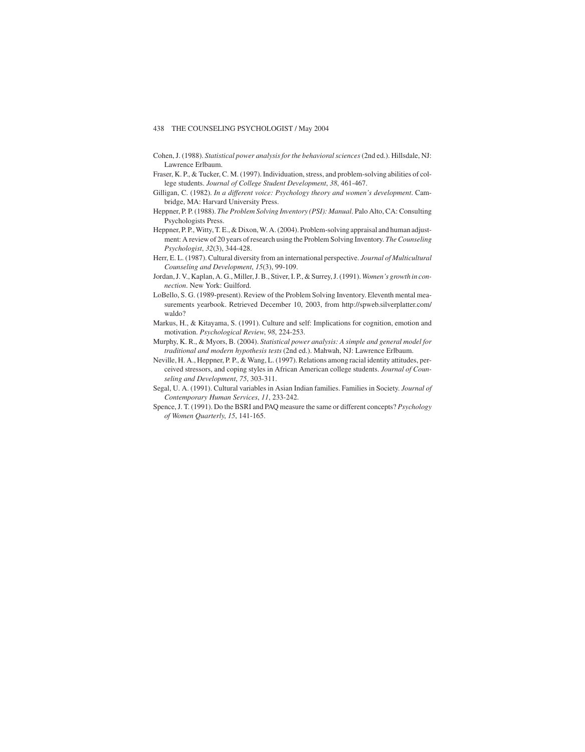Cohen, J. (1988). *Statistical power analysis for the behavioral sciences* (2nd ed.). Hillsdale, NJ: Lawrence Erlbaum.

Fraser, K. P., & Tucker, C. M. (1997). Individuation, stress, and problem-solving abilities of college students. *Journal of College Student Development*, *38*, 461-467.

Gilligan, C. (1982). *In a different voice: Psychology theory and women's development*. Cambridge, MA: Harvard University Press.

Heppner, P. P. (1988). *The Problem Solving Inventory (PSI): Manual*. Palo Alto, CA: Consulting Psychologists Press.

Heppner, P. P., Witty, T. E., & Dixon, W. A. (2004). Problem-solving appraisal and human adjustment: A review of 20 years of research using the Problem Solving Inventory. *The Counseling Psychologist*, *32*(3), 344-428.

Herr, E. L. (1987). Cultural diversity from an international perspective. *Journal of Multicultural Counseling and Development*, *15*(3), 99-109.

Jordan, J. V., Kaplan, A. G., Miller, J. B., Stiver, I. P., & Surrey, J. (1991). *Women's growth in connection*. New York: Guilford.

LoBello, S. G. (1989-present). Review of the Problem Solving Inventory. Eleventh mental measurements yearbook. Retrieved December 10, 2003, from http://spweb.silverplatter.com/waldo?

Markus, H., & Kitayama, S. (1991). Culture and self: Implications for cognition, emotion and motivation. *Psychological Review*, *98*, 224-253.

Murphy, K. R., & Myors, B. (2004). *Statistical power analysis: A simple and general model for traditional and modern hypothesis tests* (2nd ed.). Mahwah, NJ: Lawrence Erlbaum.

Neville, H. A., Heppner, P. P., & Wang, L. (1997). Relations among racial identity attitudes, perceived stressors, and coping styles in African American college students. *Journal of Counseling and Development*, *75*, 303-311.

Segal, U. A. (1991). Cultural variables in Asian Indian families. Families in Society. *Journal of Contemporary Human Services*, *11*, 233-242.

Spence, J. T. (1991). Do the BSRI and PAQ measure the same or different concepts? *Psychology of Women Quarterly*, *15*, 141-165.